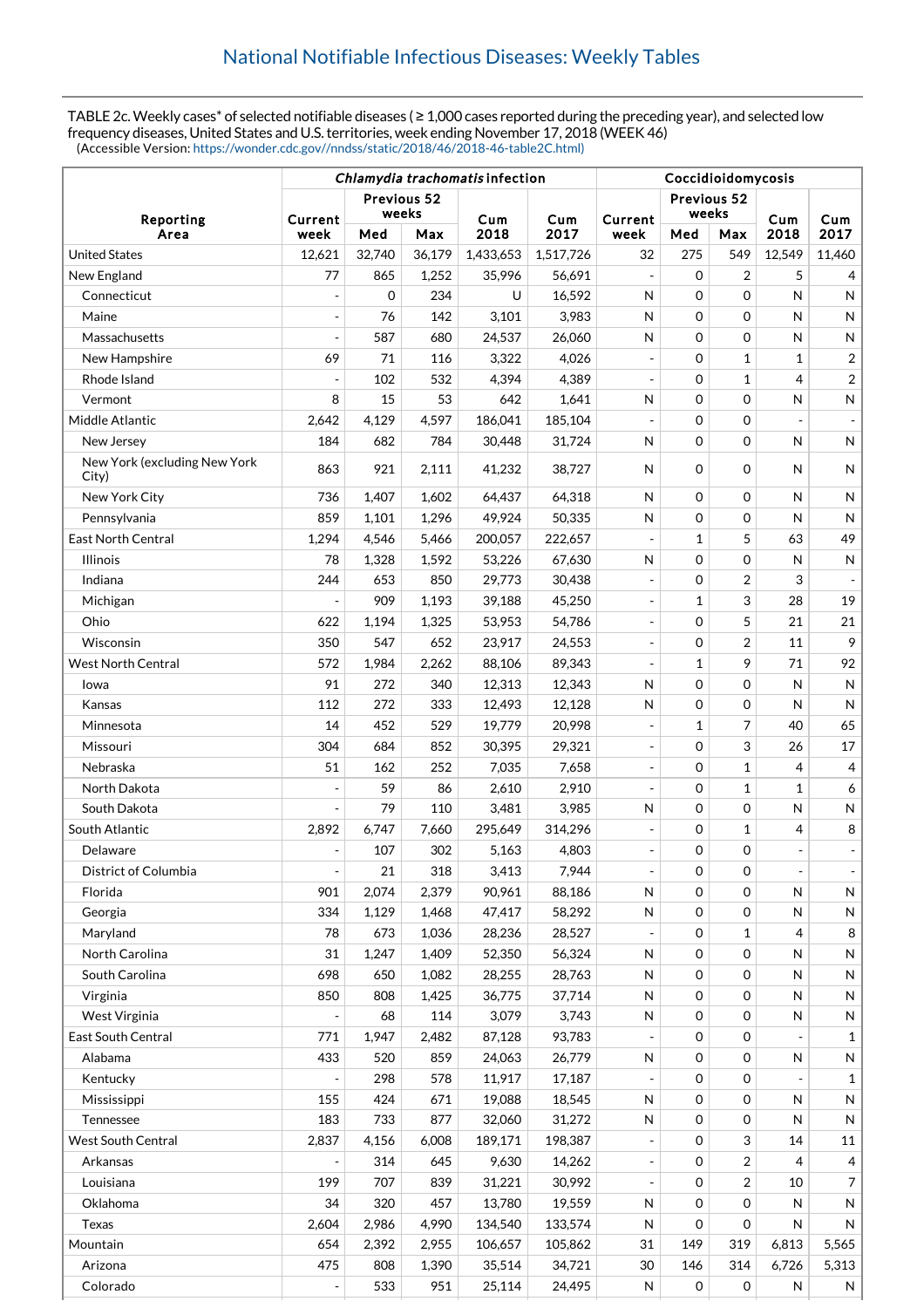## National Notifiable Infectious Diseases: Weekly Tables

TABLE 2c. Weekly cases* of selected notifiable diseases ( ≥ 1,000 cases reported during the preceding year), and selected low frequency diseases, United States and U.S. territories, week ending November 17, 2018 (WEEK 46)
(Accessible Version: https://wonder.cdc.gov//nndss/static/2018/46/2018-46-table2C.html)

| Reporting Area | *Chlamydia trachomatis* infection | | | | | Coccidioidomycosis | | | | |
|---|---|---|---|---|---|---|---|---|---|---|
| | Current week | Previous 52 weeks | | Cum 2018 | Cum 2017 | Current week | Previous 52 weeks | | Cum 2018 | Cum 2017 |
| | | Med | Max | | | | Med | Max | | |
| United States | 12,621 | 32,740 | 36,179 | 1,433,653 | 1,517,726 | 32 | 275 | 549 | 12,549 | 11,460 |
| New England | 77 | 865 | 1,252 | 35,996 | 56,691 | - | 0 | 2 | 5 | 4 |
| Connecticut | - | 0 | 234 | U | 16,592 | N | 0 | 0 | N | N |
| Maine | - | 76 | 142 | 3,101 | 3,983 | N | 0 | 0 | N | N |
| Massachusetts | - | 587 | 680 | 24,537 | 26,060 | N | 0 | 0 | N | N |
| New Hampshire | 69 | 71 | 116 | 3,322 | 4,026 | - | 0 | 1 | 1 | 2 |
| Rhode Island | - | 102 | 532 | 4,394 | 4,389 | - | 0 | 1 | 4 | 2 |
| Vermont | 8 | 15 | 53 | 642 | 1,641 | N | 0 | 0 | N | N |
| Middle Atlantic | 2,642 | 4,129 | 4,597 | 186,041 | 185,104 | - | 0 | 0 | - | - |
| New Jersey | 184 | 682 | 784 | 30,448 | 31,724 | N | 0 | 0 | N | N |
| New York (excluding New York City) | 863 | 921 | 2,111 | 41,232 | 38,727 | N | 0 | 0 | N | N |
| New York City | 736 | 1,407 | 1,602 | 64,437 | 64,318 | N | 0 | 0 | N | N |
| Pennsylvania | 859 | 1,101 | 1,296 | 49,924 | 50,335 | N | 0 | 0 | N | N |
| East North Central | 1,294 | 4,546 | 5,466 | 200,057 | 222,657 | - | 1 | 5 | 63 | 49 |
| Illinois | 78 | 1,328 | 1,592 | 53,226 | 67,630 | N | 0 | 0 | N | N |
| Indiana | 244 | 653 | 850 | 29,773 | 30,438 | - | 0 | 2 | 3 | - |
| Michigan | - | 909 | 1,193 | 39,188 | 45,250 | - | 1 | 3 | 28 | 19 |
| Ohio | 622 | 1,194 | 1,325 | 53,953 | 54,786 | - | 0 | 5 | 21 | 21 |
| Wisconsin | 350 | 547 | 652 | 23,917 | 24,553 | - | 0 | 2 | 11 | 9 |
| West North Central | 572 | 1,984 | 2,262 | 88,106 | 89,343 | - | 1 | 9 | 71 | 92 |
| Iowa | 91 | 272 | 340 | 12,313 | 12,343 | N | 0 | 0 | N | N |
| Kansas | 112 | 272 | 333 | 12,493 | 12,128 | N | 0 | 0 | N | N |
| Minnesota | 14 | 452 | 529 | 19,779 | 20,998 | - | 1 | 7 | 40 | 65 |
| Missouri | 304 | 684 | 852 | 30,395 | 29,321 | - | 0 | 3 | 26 | 17 |
| Nebraska | 51 | 162 | 252 | 7,035 | 7,658 | - | 0 | 1 | 4 | 4 |
| North Dakota | - | 59 | 86 | 2,610 | 2,910 | - | 0 | 1 | 1 | 6 |
| South Dakota | - | 79 | 110 | 3,481 | 3,985 | N | 0 | 0 | N | N |
| South Atlantic | 2,892 | 6,747 | 7,660 | 295,649 | 314,296 | - | 0 | 1 | 4 | 8 |
| Delaware | - | 107 | 302 | 5,163 | 4,803 | - | 0 | 0 | - | - |
| District of Columbia | - | 21 | 318 | 3,413 | 7,944 | - | 0 | 0 | - | - |
| Florida | 901 | 2,074 | 2,379 | 90,961 | 88,186 | N | 0 | 0 | N | N |
| Georgia | 334 | 1,129 | 1,468 | 47,417 | 58,292 | N | 0 | 0 | N | N |
| Maryland | 78 | 673 | 1,036 | 28,236 | 28,527 | - | 0 | 1 | 4 | 8 |
| North Carolina | 31 | 1,247 | 1,409 | 52,350 | 56,324 | N | 0 | 0 | N | N |
| South Carolina | 698 | 650 | 1,082 | 28,255 | 28,763 | N | 0 | 0 | N | N |
| Virginia | 850 | 808 | 1,425 | 36,775 | 37,714 | N | 0 | 0 | N | N |
| West Virginia | - | 68 | 114 | 3,079 | 3,743 | N | 0 | 0 | N | N |
| East South Central | 771 | 1,947 | 2,482 | 87,128 | 93,783 | - | 0 | 0 | - | 1 |
| Alabama | 433 | 520 | 859 | 24,063 | 26,779 | N | 0 | 0 | N | N |
| Kentucky | - | 298 | 578 | 11,917 | 17,187 | - | 0 | 0 | - | 1 |
| Mississippi | 155 | 424 | 671 | 19,088 | 18,545 | N | 0 | 0 | N | N |
| Tennessee | 183 | 733 | 877 | 32,060 | 31,272 | N | 0 | 0 | N | N |
| West South Central | 2,837 | 4,156 | 6,008 | 189,171 | 198,387 | - | 0 | 3 | 14 | 11 |
| Arkansas | - | 314 | 645 | 9,630 | 14,262 | - | 0 | 2 | 4 | 4 |
| Louisiana | 199 | 707 | 839 | 31,221 | 30,992 | - | 0 | 2 | 10 | 7 |
| Oklahoma | 34 | 320 | 457 | 13,780 | 19,559 | N | 0 | 0 | N | N |
| Texas | 2,604 | 2,986 | 4,990 | 134,540 | 133,574 | N | 0 | 0 | N | N |
| Mountain | 654 | 2,392 | 2,955 | 106,657 | 105,862 | 31 | 149 | 319 | 6,813 | 5,565 |
| Arizona | 475 | 808 | 1,390 | 35,514 | 34,721 | 30 | 146 | 314 | 6,726 | 5,313 |
| Colorado | - | 533 | 951 | 25,114 | 24,495 | N | 0 | 0 | N | N |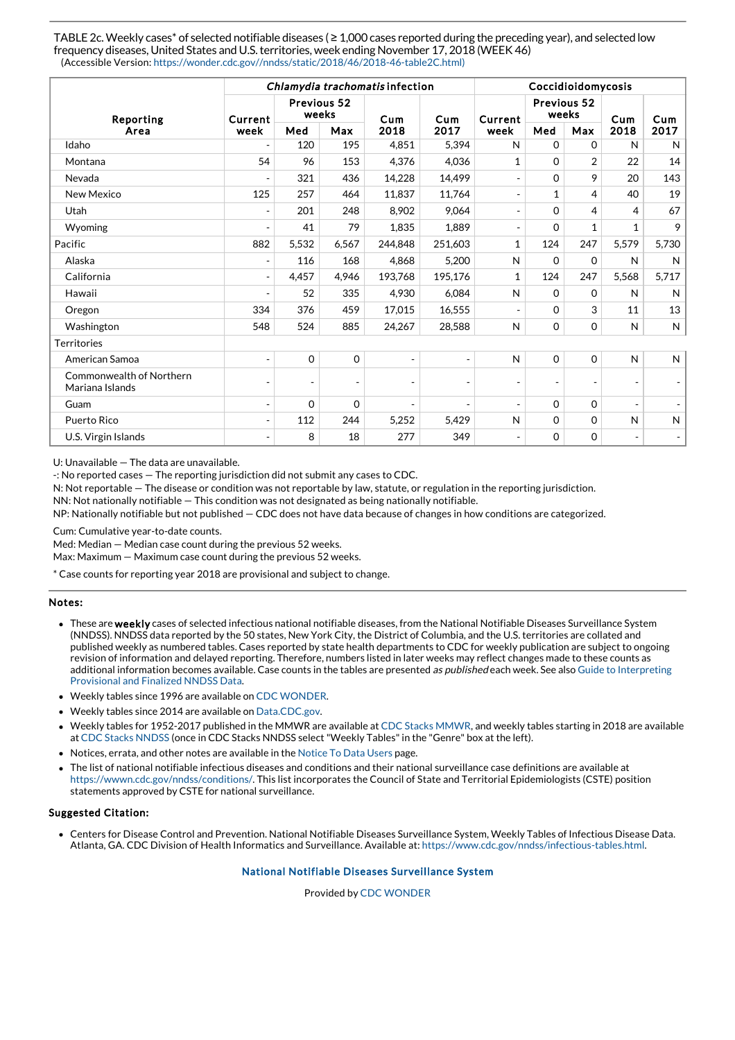TABLE 2c. Weekly cases* of selected notifiable diseases ( ≥ 1,000 cases reported during the preceding year), and selected low frequency diseases, United States and U.S. territories, week ending November 17, 2018 (WEEK 46)
(Accessible Version: https://wonder.cdc.gov//nndss/static/2018/46/2018-46-table2C.html)

| Reporting Area | *Chlamydia trachomatis* infection | | | | | Coccidioidomycosis | | | | |
|---|---|---|---|---|---|---|---|---|---|---|
| | Current week | Previous 52 weeks | | Cum 2018 | Cum 2017 | Current week | Previous 52 weeks | | Cum 2018 | Cum 2017 |
| | | Med | Max | | | | Med | Max | | |
| Idaho | - | 120 | 195 | 4,851 | 5,394 | N | 0 | 0 | N | N |
| Montana | 54 | 96 | 153 | 4,376 | 4,036 | 1 | 0 | 2 | 22 | 14 |
| Nevada | - | 321 | 436 | 14,228 | 14,499 | - | 0 | 9 | 20 | 143 |
| New Mexico | 125 | 257 | 464 | 11,837 | 11,764 | - | 1 | 4 | 40 | 19 |
| Utah | - | 201 | 248 | 8,902 | 9,064 | - | 0 | 4 | 4 | 67 |
| Wyoming | - | 41 | 79 | 1,835 | 1,889 | - | 0 | 1 | 1 | 9 |
| Pacific | 882 | 5,532 | 6,567 | 244,848 | 251,603 | 1 | 124 | 247 | 5,579 | 5,730 |
| Alaska | - | 116 | 168 | 4,868 | 5,200 | N | 0 | 0 | N | N |
| California | - | 4,457 | 4,946 | 193,768 | 195,176 | 1 | 124 | 247 | 5,568 | 5,717 |
| Hawaii | - | 52 | 335 | 4,930 | 6,084 | N | 0 | 0 | N | N |
| Oregon | 334 | 376 | 459 | 17,015 | 16,555 | - | 0 | 3 | 11 | 13 |
| Washington | 548 | 524 | 885 | 24,267 | 28,588 | N | 0 | 0 | N | N |
| Territories | | | | | | | | | | |
| American Samoa | - | 0 | 0 | - | - | N | 0 | 0 | N | N |
| Commonwealth of Northern Mariana Islands | - | - | - | - | - | - | - | - | - | - |
| Guam | - | 0 | 0 | - | - | - | 0 | 0 | - | - |
| Puerto Rico | - | 112 | 244 | 5,252 | 5,429 | N | 0 | 0 | N | N |
| U.S. Virgin Islands | - | 8 | 18 | 277 | 349 | - | 0 | 0 | - | - |

U: Unavailable — The data are unavailable.
-: No reported cases — The reporting jurisdiction did not submit any cases to CDC.
N: Not reportable — The disease or condition was not reportable by law, statute, or regulation in the reporting jurisdiction.
NN: Not nationally notifiable — This condition was not designated as being nationally notifiable.
NP: Nationally notifiable but not published — CDC does not have data because of changes in how conditions are categorized.

Cum: Cumulative year-to-date counts.
Med: Median — Median case count during the previous 52 weeks.
Max: Maximum — Maximum case count during the previous 52 weeks.

* Case counts for reporting year 2018 are provisional and subject to change.

## Notes:

- These are **weekly** cases of selected infectious national notifiable diseases, from the National Notifiable Diseases Surveillance System (NNDSS). NNDSS data reported by the 50 states, New York City, the District of Columbia, and the U.S. territories are collated and published weekly as numbered tables. Cases reported by state health departments to CDC for weekly publication are subject to ongoing revision of information and delayed reporting. Therefore, numbers listed in later weeks may reflect changes made to these counts as additional information becomes available. Case counts in the tables are presented *as published* each week. See also Guide to Interpreting Provisional and Finalized NNDSS Data.
- Weekly tables since 1996 are available on CDC WONDER.
- Weekly tables since 2014 are available on Data.CDC.gov.
- Weekly tables for 1952-2017 published in the MMWR are available at CDC Stacks MMWR, and weekly tables starting in 2018 are available at CDC Stacks NNDSS (once in CDC Stacks NNDSS select "Weekly Tables" in the "Genre" box at the left).
- Notices, errata, and other notes are available in the Notice To Data Users page.
- The list of national notifiable infectious diseases and conditions and their national surveillance case definitions are available at https://wwwn.cdc.gov/nndss/conditions/. This list incorporates the Council of State and Territorial Epidemiologists (CSTE) position statements approved by CSTE for national surveillance.

## Suggested Citation:

- Centers for Disease Control and Prevention. National Notifiable Diseases Surveillance System, Weekly Tables of Infectious Disease Data. Atlanta, GA. CDC Division of Health Informatics and Surveillance. Available at: https://www.cdc.gov/nndss/infectious-tables.html.

National Notifiable Diseases Surveillance System

Provided by CDC WONDER